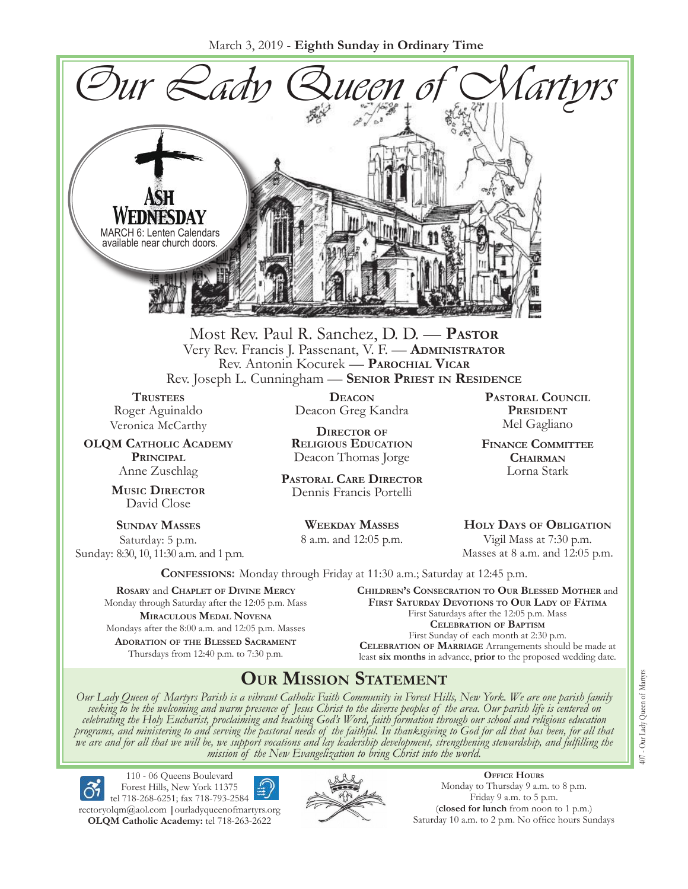March 3, 2019 - **Eighth Sunday in Ordinary Time**

# Our Lady Queen of Martyrs

**ASH WEDNESDAY**
MARCH 6: Lenten Calendars available near church doors.

Most Rev. Paul R. Sanchez, D. D. — **Pastor**
Very Rev. Francis J. Passenant, V. F. — **Administrator**
Rev. Antonin Kocurek — **Parochial Vicar**
Rev. Joseph L. Cunningham — **Senior Priest in Residence**

**Trustees**
Roger Aguinaldo
Veronica McCarthy

**OLQM Catholic Academy Principal**
Anne Zuschlag

**Music Director**
David Close

**Deacon**
Deacon Greg Kandra

**Director of Religious Education**
Deacon Thomas Jorge

**Pastoral Care Director**
Dennis Francis Portelli

**Pastoral Council President**
Mel Gagliano

**Finance Committee Chairman**
Lorna Stark

**Sunday Masses**
Saturday: 5 p.m.
Sunday: 8:30, 10, 11:30 a.m. and 1 p.m.

**Weekday Masses**
8 a.m. and 12:05 p.m.

**Holy Days of Obligation**
Vigil Mass at 7:30 p.m.
Masses at 8 a.m. and 12:05 p.m.

**Confessions:** Monday through Friday at 11:30 a.m.; Saturday at 12:45 p.m.

**Rosary** and **Chaplet of Divine Mercy**
Monday through Saturday after the 12:05 p.m. Mass

**Miraculous Medal Novena**
Mondays after the 8:00 a.m. and 12:05 p.m. Masses

**Adoration of the Blessed Sacrament**
Thursdays from 12:40 p.m. to 7:30 p.m.

**Children's Consecration to Our Blessed Mother** and **First Saturday Devotions to Our Lady of Fátima**
First Saturdays after the 12:05 p.m. Mass

**Celebration of Baptism**
First Sunday of each month at 2:30 p.m.

**Celebration of Marriage** Arrangements should be made at least **six months** in advance, **prior** to the proposed wedding date.

## Our Mission Statement

*Our Lady Queen of Martyrs Parish is a vibrant Catholic Faith Community in Forest Hills, New York. We are one parish family seeking to be the welcoming and warm presence of Jesus Christ to the diverse peoples of the area. Our parish life is centered on celebrating the Holy Eucharist, proclaiming and teaching God's Word, faith formation through our school and religious education programs, and ministering to and serving the pastoral needs of the faithful. In thanksgiving to God for all that has been, for all that we are and for all that we will be, we support vocations and lay leadership development, strengthening stewardship, and fulfilling the mission of the New Evangelization to bring Christ into the world.*

110 - 06 Queens Boulevard
Forest Hills, New York 11375
tel 718-268-6251; fax 718-793-2584
rectoryolqm@aol.com | ourladyqueenofmartyrs.org
**OLQM Catholic Academy:** tel 718-263-2622

**Office Hours**
Monday to Thursday 9 a.m. to 8 p.m.
Friday 9 a.m. to 5 p.m.
(**closed for lunch** from noon to 1 p.m.)
Saturday 10 a.m. to 2 p.m. No office hours Sundays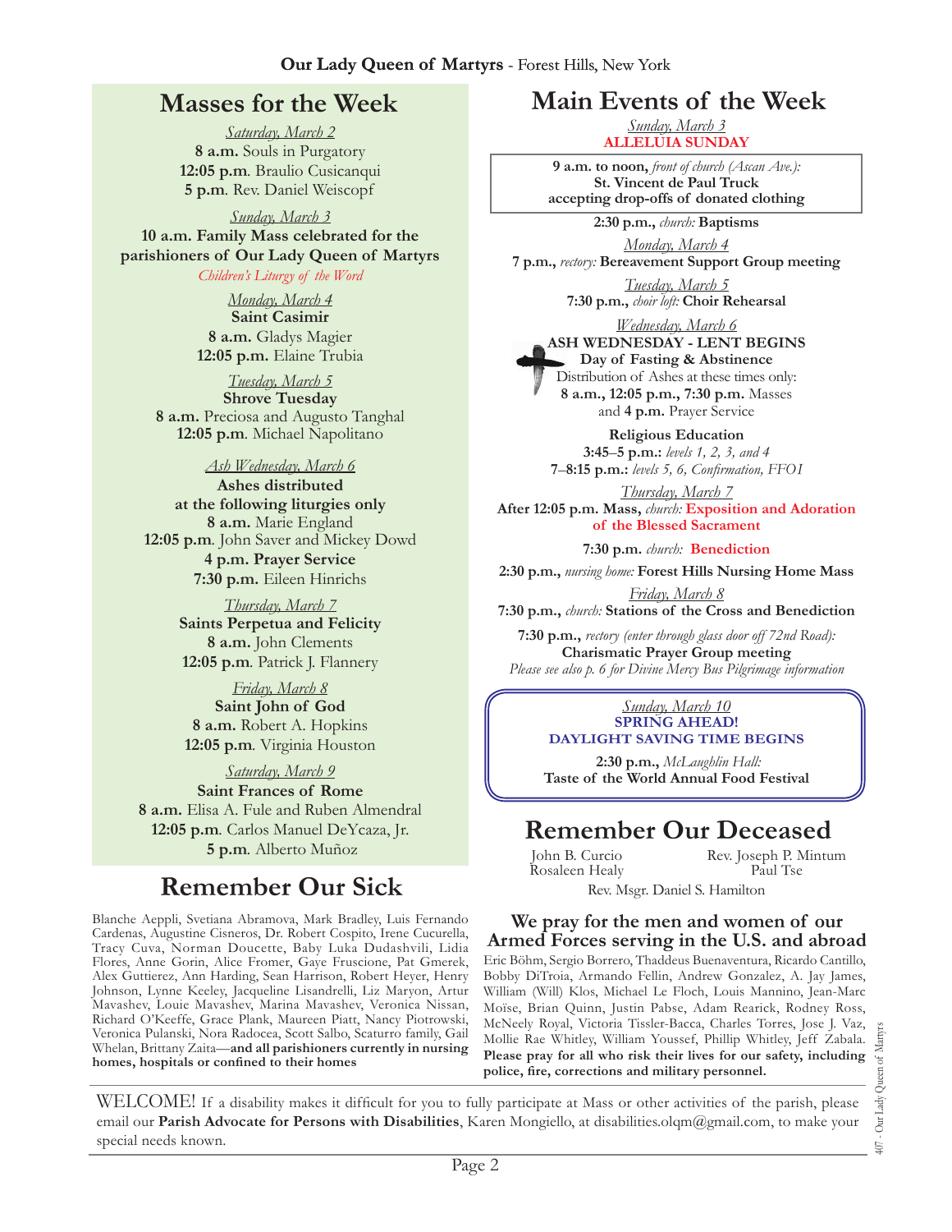# Masses for the Week

*Saturday, March 2*
**8 a.m.** Souls in Purgatory
**12:05 p.m**. Braulio Cusicanqui
**5 p.m**. Rev. Daniel Weiscopf

*Sunday, March 3*
**10 a.m. Family Mass celebrated for the parishioners of Our Lady Queen of Martyrs**
*Children's Liturgy of the Word*

*Monday, March 4*
**Saint Casimir**
**8 a.m.** Gladys Magier
**12:05 p.m.** Elaine Trubia

*Tuesday, March 5*
**Shrove Tuesday**
**8 a.m.** Preciosa and Augusto Tanghal
**12:05 p.m**. Michael Napolitano

*Ash Wednesday, March 6*
**Ashes distributed at the following liturgies only**
**8 a.m.** Marie England
**12:05 p.m**. John Saver and Mickey Dowd
**4 p.m. Prayer Service**
**7:30 p.m.** Eileen Hinrichs

*Thursday, March 7*
**Saints Perpetua and Felicity**
**8 a.m.** John Clements
**12:05 p.m**. Patrick J. Flannery

*Friday, March 8*
**Saint John of God**
**8 a.m.** Robert A. Hopkins
**12:05 p.m**. Virginia Houston

*Saturday, March 9*
**Saint Frances of Rome**
**8 a.m.** Elisa A. Fule and Ruben Almendral
**12:05 p.m**. Carlos Manuel DeYcaza, Jr.
**5 p.m**. Alberto Muñoz

# Remember Our Sick

Blanche Aeppli, Svetiana Abramova, Mark Bradley, Luis Fernando Cardenas, Augustine Cisneros, Dr. Robert Cospito, Irene Cucurella, Tracy Cuva, Norman Doucette, Baby Luka Dudashvili, Lidia Flores, Anne Gorin, Alice Fromer, Gaye Fruscione, Pat Gmerek, Alex Guttierez, Ann Harding, Sean Harrison, Robert Heyer, Henry Johnson, Lynne Keeley, Jacqueline Lisandrelli, Liz Maryon, Artur Mavashev, Louie Mavashev, Marina Mavashev, Veronica Nissan, Richard O'Keeffe, Grace Plank, Maureen Piatt, Nancy Piotrowski, Veronica Pulanski, Nora Radocea, Scott Salbo, Scaturro family, Gail Whelan, Brittany Zaita—**and all parishioners currently in nursing homes, hospitals or confined to their homes**

# Main Events of the Week

*Sunday, March 3*
**ALLELUIA SUNDAY**

**9 a.m. to noon,** *front of church (Ascan Ave.):*
**St. Vincent de Paul Truck accepting drop-offs of donated clothing**

**2:30 p.m.,** *church:* **Baptisms**

*Monday, March 4*
**7 p.m.,** *rectory:* **Bereavement Support Group meeting**

*Tuesday, March 5*
**7:30 p.m.,** *choir loft:* **Choir Rehearsal**

*Wednesday, March 6*
**ASH WEDNESDAY - LENT BEGINS**
**Day of Fasting & Abstinence**
Distribution of Ashes at these times only:
**8 a.m., 12:05 p.m., 7:30 p.m.** Masses and **4 p.m.** Prayer Service

**Religious Education**
**3:45–5 p.m.:** *levels 1, 2, 3, and 4*
**7–8:15 p.m.:** *levels 5, 6, Confirmation, FFO1*

*Thursday, March 7*
**After 12:05 p.m. Mass,** *church:* **Exposition and Adoration of the Blessed Sacrament**

**7:30 p.m.** *church:* **Benediction**

**2:30 p.m.,** *nursing home:* **Forest Hills Nursing Home Mass**

*Friday, March 8*
**7:30 p.m.,** *church:* **Stations of the Cross and Benediction**

**7:30 p.m.,** *rectory (enter through glass door off 72nd Road):*
**Charismatic Prayer Group meeting**
*Please see also p. 6 for Divine Mercy Bus Pilgrimage information*

*Sunday, March 10*
**SPRING AHEAD!**
**DAYLIGHT SAVING TIME BEGINS**

**2:30 p.m.,** *McLaughlin Hall:*
**Taste of the World Annual Food Festival**

# Remember Our Deceased

John B. Curcio
Rosaleen Healy
Rev. Joseph P. Mintum
Paul Tse
Rev. Msgr. Daniel S. Hamilton

## We pray for the men and women of our Armed Forces serving in the U.S. and abroad

Eric Böhm, Sergio Borrero, Thaddeus Buenaventura, Ricardo Cantillo, Bobby DiTroia, Armando Fellin, Andrew Gonzalez, A. Jay James, William (Will) Klos, Michael Le Floch, Louis Mannino, Jean-Marc Moïse, Brian Quinn, Justin Pabse, Adam Rearick, Rodney Ross, McNeely Royal, Victoria Tissler-Bacca, Charles Torres, Jose J. Vaz, Mollie Rae Whitley, William Youssef, Phillip Whitley, Jeff Zabala. **Please pray for all who risk their lives for our safety, including police, fire, corrections and military personnel.**

WELCOME! If a disability makes it difficult for you to fully participate at Mass or other activities of the parish, please email our **Parish Advocate for Persons with Disabilities**, Karen Mongiello, at disabilities.olqm@gmail.com, to make your special needs known.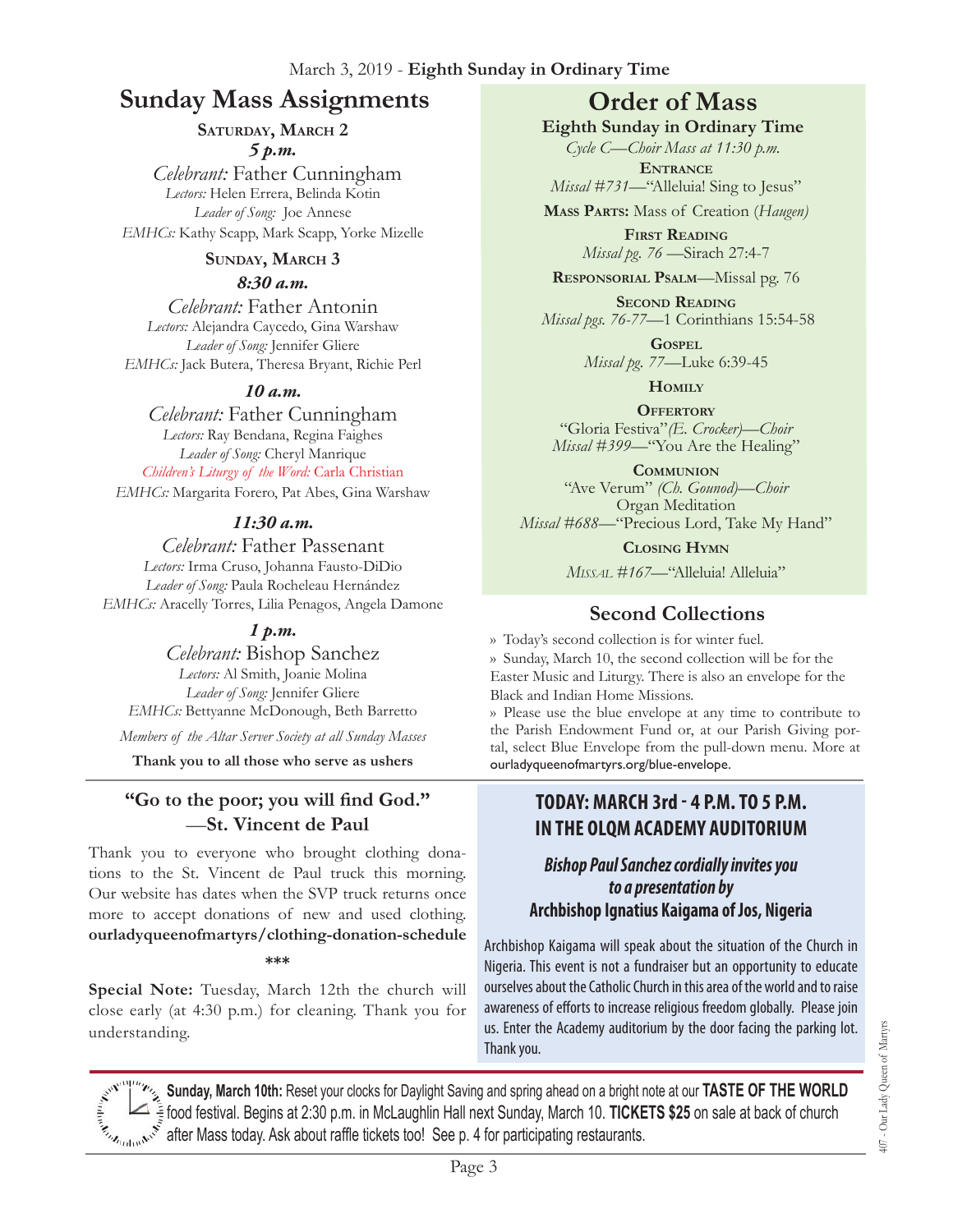March 3, 2019 - **Eighth Sunday in Ordinary Time**

# Sunday Mass Assignments

**Saturday, March 2**

***5 p.m.***

*Celebrant:* Father Cunningham
*Lectors:* Helen Errera, Belinda Kotin
*Leader of Song:* Joe Annese
*EMHCs:* Kathy Scapp, Mark Scapp, Yorke Mizelle

**Sunday, March 3**

***8:30 a.m.***

*Celebrant:* Father Antonin
*Lectors:* Alejandra Caycedo, Gina Warshaw
*Leader of Song:* Jennifer Gliere
*EMHCs:* Jack Butera, Theresa Bryant, Richie Perl

***10 a.m.***

*Celebrant:* Father Cunningham
*Lectors:* Ray Bendana, Regina Faighes
*Leader of Song:* Cheryl Manrique
*Children's Liturgy of the Word:* Carla Christian
*EMHCs:* Margarita Forero, Pat Abes, Gina Warshaw

***11:30 a.m.***

*Celebrant:* Father Passenant
*Lectors:* Irma Cruso, Johanna Fausto-DiDio
*Leader of Song:* Paula Rocheleau Hernández
*EMHCs:* Aracelly Torres, Lilia Penagos, Angela Damone

***1 p.m.***

*Celebrant:* Bishop Sanchez
*Lectors:* Al Smith, Joanie Molina
*Leader of Song:* Jennifer Gliere
*EMHCs:* Bettyanne McDonough, Beth Barretto

*Members of the Altar Server Society at all Sunday Masses*

**Thank you to all those who serve as ushers**

# Order of Mass

**Eighth Sunday in Ordinary Time**

*Cycle C—Choir Mass at 11:30 p.m.*

**Entrance**
*Missal #731*—"Alleluia! Sing to Jesus"

**Mass Parts:** Mass of Creation (*Haugen)*

**First Reading**
*Missal pg. 76* —Sirach 27:4-7

**Responsorial Psalm**—Missal pg. 76

**Second Reading**
*Missal pgs. 76-77*—1 Corinthians 15:54-58

**Gospel**
*Missal pg. 77*—Luke 6:39-45

**Homily**

**Offertory**
"Gloria Festiva"*(E. Crocker)—Choir*
*Missal #399*—"You Are the Healing"

**Communion**
"Ave Verum" *(Ch. Gounod)—Choir*
Organ Meditation
*Missal #688*—"Precious Lord, Take My Hand"

**Closing Hymn**
*Missal #167*—"Alleluia! Alleluia"

## Second Collections

» Today's second collection is for winter fuel.

» Sunday, March 10, the second collection will be for the Easter Music and Liturgy. There is also an envelope for the Black and Indian Home Missions.

» Please use the blue envelope at any time to contribute to the Parish Endowment Fund or, at our Parish Giving portal, select Blue Envelope from the pull-down menu. More at ourladyqueenofmartyrs.org/blue-envelope.

## "Go to the poor; you will find God." —St. Vincent de Paul

Thank you to everyone who brought clothing donations to the St. Vincent de Paul truck this morning. Our website has dates when the SVP truck returns once more to accept donations of new and used clothing. **ourladyqueenofmartyrs/clothing-donation-schedule**

***

**Special Note:** Tuesday, March 12th the church will close early (at 4:30 p.m.) for cleaning. Thank you for understanding.

## TODAY: MARCH 3rd - 4 P.M. TO 5 P.M. IN THE OLQM ACADEMY AUDITORIUM

***Bishop Paul Sanchez cordially invites you to a presentation by***
**Archbishop Ignatius Kaigama of Jos, Nigeria**

Archbishop Kaigama will speak about the situation of the Church in Nigeria. This event is not a fundraiser but an opportunity to educate ourselves about the Catholic Church in this area of the world and to raise awareness of efforts to increase religious freedom globally. Please join us. Enter the Academy auditorium by the door facing the parking lot. Thank you.

**Sunday, March 10th:** Reset your clocks for Daylight Saving and spring ahead on a bright note at our **TASTE OF THE WORLD** food festival. Begins at 2:30 p.m. in McLaughlin Hall next Sunday, March 10. **TICKETS $25** on sale at back of church after Mass today. Ask about raffle tickets too! See p. 4 for participating restaurants.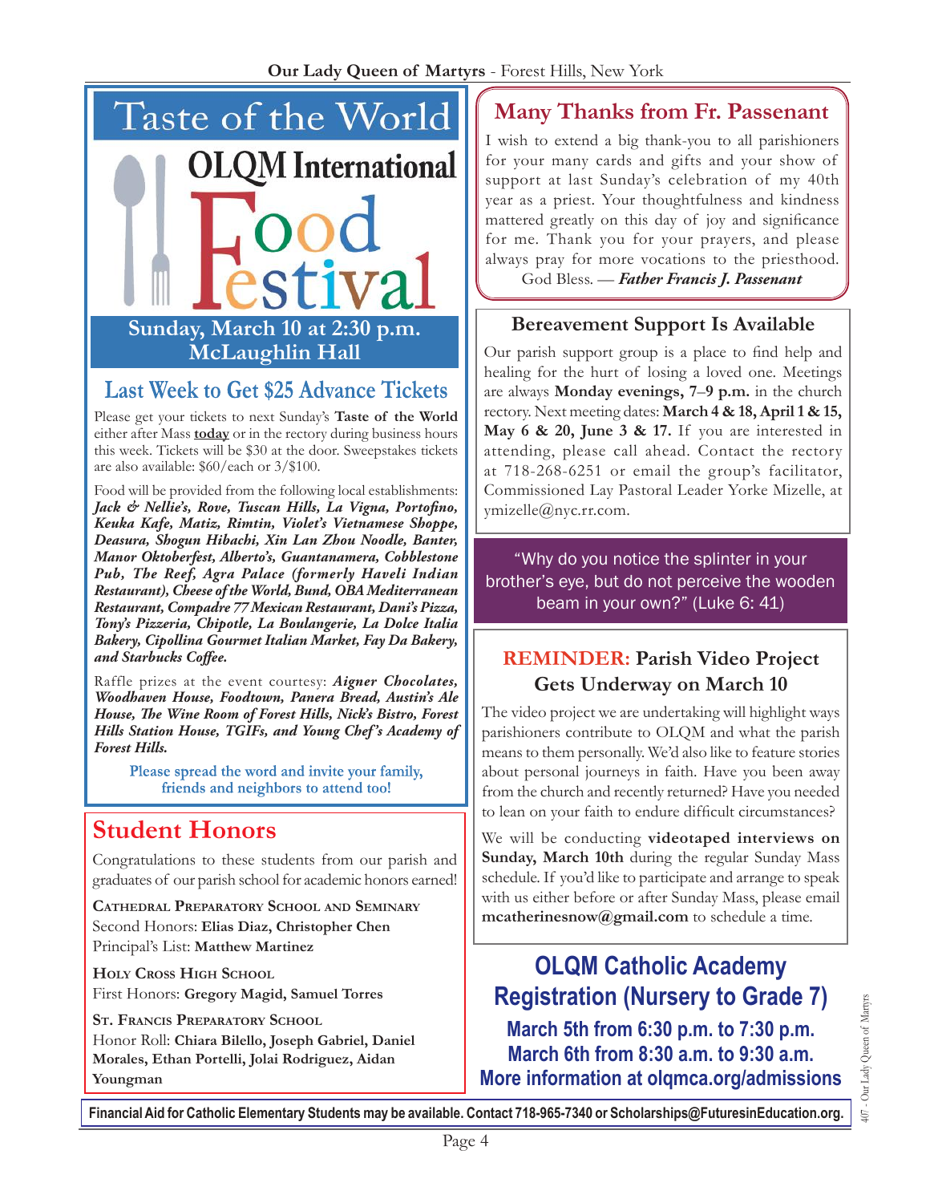# Taste of the World

## OLQM International Food Festival

**Sunday, March 10 at 2:30 p.m.**
**McLaughlin Hall**

### Last Week to Get $25 Advance Tickets

Please get your tickets to next Sunday's **Taste of the World** either after Mass **today** or in the rectory during business hours this week. Tickets will be $30 at the door. Sweepstakes tickets are also available: $60/each or 3/$100.

Food will be provided from the following local establishments: ***Jack & Nellie's, Rove, Tuscan Hills, La Vigna, Portofino, Keuka Kafe, Matiz, Rimtin, Violet's Vietnamese Shoppe, Deasura, Shogun Hibachi, Xin Lan Zhou Noodle, Banter, Manor Oktoberfest, Alberto's, Guantanamera, Cobblestone Pub, The Reef, Agra Palace (formerly Haveli Indian Restaurant), Cheese of the World, Bund, OBA Mediterranean Restaurant, Compadre 77 Mexican Restaurant, Dani's Pizza, Tony's Pizzeria, Chipotle, La Boulangerie, La Dolce Italia Bakery, Cipollina Gourmet Italian Market, Fay Da Bakery, and Starbucks Coffee.***

Raffle prizes at the event courtesy: ***Aigner Chocolates, Woodhaven House, Foodtown, Panera Bread, Austin's Ale House, The Wine Room of Forest Hills, Nick's Bistro, Forest Hills Station House, TGIFs, and Young Chef's Academy of Forest Hills.***

**Please spread the word and invite your family, friends and neighbors to attend too!**

## Student Honors

Congratulations to these students from our parish and graduates of our parish school for academic honors earned!

**Cathedral Preparatory School and Seminary**
Second Honors: **Elias Diaz, Christopher Chen**
Principal's List: **Matthew Martinez**

**Holy Cross High School**
First Honors: **Gregory Magid, Samuel Torres**

**St. Francis Preparatory School**
Honor Roll: **Chiara Bilello, Joseph Gabriel, Daniel Morales, Ethan Portelli, Jolai Rodriguez, Aidan Youngman**

## Many Thanks from Fr. Passenant

I wish to extend a big thank-you to all parishioners for your many cards and gifts and your show of support at last Sunday's celebration of my 40th year as a priest. Your thoughtfulness and kindness mattered greatly on this day of joy and significance for me. Thank you for your prayers, and please always pray for more vocations to the priesthood.

God Bless. — ***Father Francis J. Passenant***

## Bereavement Support Is Available

Our parish support group is a place to find help and healing for the hurt of losing a loved one. Meetings are always **Monday evenings, 7–9 p.m.** in the church rectory. Next meeting dates: **March 4 & 18, April 1 & 15, May 6 & 20, June 3 & 17.** If you are interested in attending, please call ahead. Contact the rectory at 718-268-6251 or email the group's facilitator, Commissioned Lay Pastoral Leader Yorke Mizelle, at ymizelle@nyc.rr.com.

"Why do you notice the splinter in your brother's eye, but do not perceive the wooden beam in your own?" (Luke 6: 41)

## REMINDER: Parish Video Project Gets Underway on March 10

The video project we are undertaking will highlight ways parishioners contribute to OLQM and what the parish means to them personally. We'd also like to feature stories about personal journeys in faith. Have you been away from the church and recently returned? Have you needed to lean on your faith to endure difficult circumstances?

We will be conducting **videotaped interviews on Sunday, March 10th** during the regular Sunday Mass schedule. If you'd like to participate and arrange to speak with us either before or after Sunday Mass, please email **mcatherinesnow@gmail.com** to schedule a time.

## OLQM Catholic Academy Registration (Nursery to Grade 7)

**March 5th from 6:30 p.m. to 7:30 p.m.**
**March 6th from 8:30 a.m. to 9:30 a.m.**
**More information at olqmca.org/admissions**

**Financial Aid for Catholic Elementary Students may be available. Contact 718-965-7340 or Scholarships@FuturesinEducation.org.**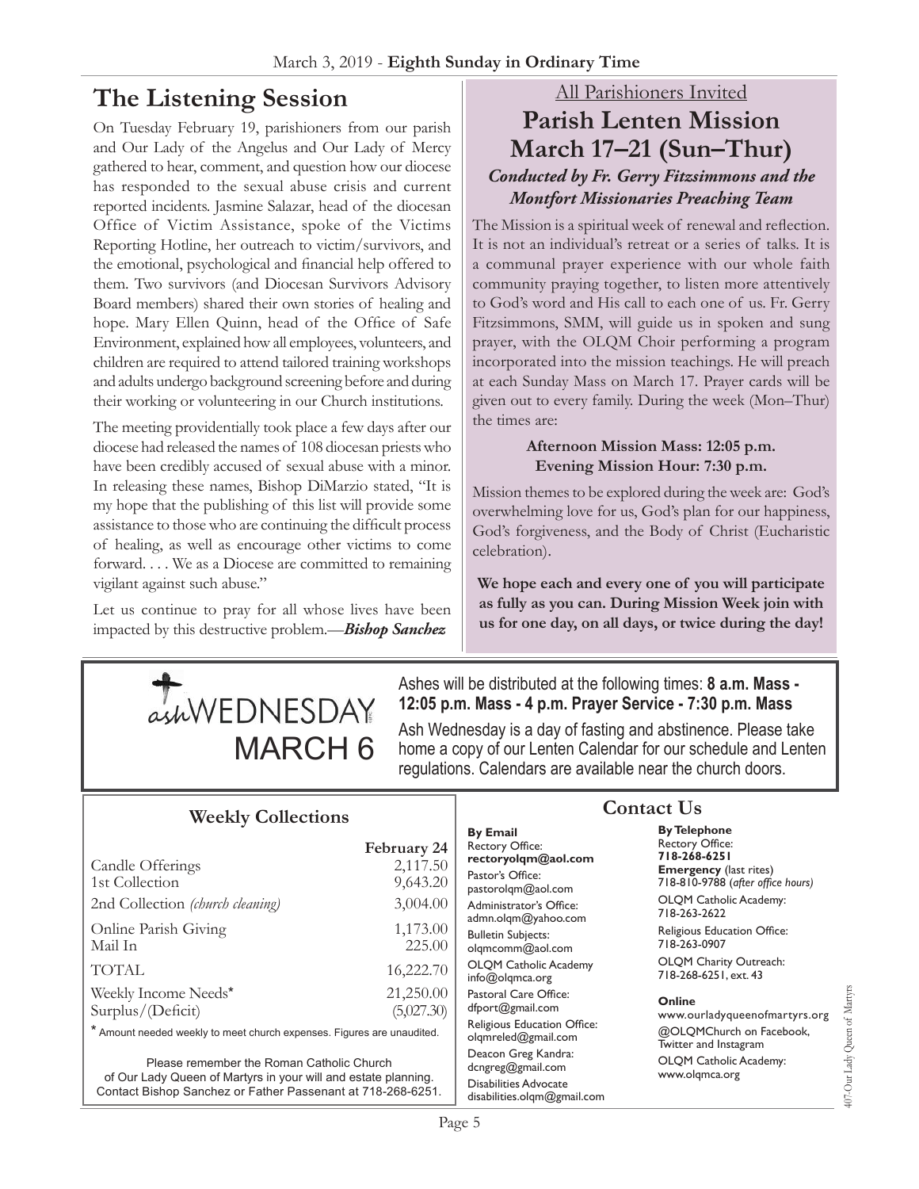## The Listening Session

On Tuesday February 19, parishioners from our parish and Our Lady of the Angelus and Our Lady of Mercy gathered to hear, comment, and question how our diocese has responded to the sexual abuse crisis and current reported incidents. Jasmine Salazar, head of the diocesan Office of Victim Assistance, spoke of the Victims Reporting Hotline, her outreach to victim/survivors, and the emotional, psychological and financial help offered to them. Two survivors (and Diocesan Survivors Advisory Board members) shared their own stories of healing and hope. Mary Ellen Quinn, head of the Office of Safe Environment, explained how all employees, volunteers, and children are required to attend tailored training workshops and adults undergo background screening before and during their working or volunteering in our Church institutions.

The meeting providentially took place a few days after our diocese had released the names of 108 diocesan priests who have been credibly accused of sexual abuse with a minor. In releasing these names, Bishop DiMarzio stated, "It is my hope that the publishing of this list will provide some assistance to those who are continuing the difficult process of healing, as well as encourage other victims to come forward. . . . We as a Diocese are committed to remaining vigilant against such abuse."

Let us continue to pray for all whose lives have been impacted by this destructive problem.—***Bishop Sanchez***

All Parishioners Invited

## Parish Lenten Mission March 17–21 (Sun–Thur)

***Conducted by Fr. Gerry Fitzsimmons and the Montfort Missionaries Preaching Team***

The Mission is a spiritual week of renewal and reflection. It is not an individual's retreat or a series of talks. It is a communal prayer experience with our whole faith community praying together, to listen more attentively to God's word and His call to each one of us. Fr. Gerry Fitzsimmons, SMM, will guide us in spoken and sung prayer, with the OLQM Choir performing a program incorporated into the mission teachings. He will preach at each Sunday Mass on March 17. Prayer cards will be given out to every family. During the week (Mon–Thur) the times are:

**Afternoon Mission Mass: 12:05 p.m.**
**Evening Mission Hour: 7:30 p.m.**

Mission themes to be explored during the week are: God's overwhelming love for us, God's plan for our happiness, God's forgiveness, and the Body of Christ (Eucharistic celebration).

**We hope each and every one of you will participate as fully as you can. During Mission Week join with us for one day, on all days, or twice during the day!**

## ash WEDNESDAY MARCH 6

Ashes will be distributed at the following times: **8 a.m. Mass - 12:05 p.m. Mass - 4 p.m. Prayer Service - 7:30 p.m. Mass**

Ash Wednesday is a day of fasting and abstinence. Please take home a copy of our Lenten Calendar for our schedule and Lenten regulations. Calendars are available near the church doors.

## Weekly Collections

| | February 24 |
|---|---|
| Candle Offerings | 2,117.50 |
| 1st Collection | 9,643.20 |
| 2nd Collection *(church cleaning)* | 3,004.00 |
| Online Parish Giving | 1,173.00 |
| Mail In | 225.00 |
| TOTAL | 16,222.70 |
| Weekly Income Needs* | 21,250.00 |
| Surplus/(Deficit) | (5,027.30) |

\* Amount needed weekly to meet church expenses. Figures are unaudited.

Please remember the Roman Catholic Church of Our Lady Queen of Martyrs in your will and estate planning. Contact Bishop Sanchez or Father Passenant at 718-268-6251.

## Contact Us

**By Email**

Rectory Office: **rectoryolqm@aol.com**
Pastor's Office: pastorolqm@aol.com
Administrator's Office: admn.olqm@yahoo.com
Bulletin Subjects: olqmcomm@aol.com
OLQM Catholic Academy info@olqmca.org
Pastoral Care Office: dfport@gmail.com
Religious Education Office: olqmreled@gmail.com
Deacon Greg Kandra: dcngreg@gmail.com
Disabilities Advocate disabilities.olqm@gmail.com

**By Telephone**

Rectory Office: **718-268-6251**
**Emergency** (last rites) 718-810-9788 (*after office hours*)
OLQM Catholic Academy: 718-263-2622
Religious Education Office: 718-263-0907
OLQM Charity Outreach: 718-268-6251, ext. 43

**Online**

www.ourladyqueenofmartyrs.org
@OLQMChurch on Facebook, Twitter and Instagram
OLQM Catholic Academy: www.olqmca.org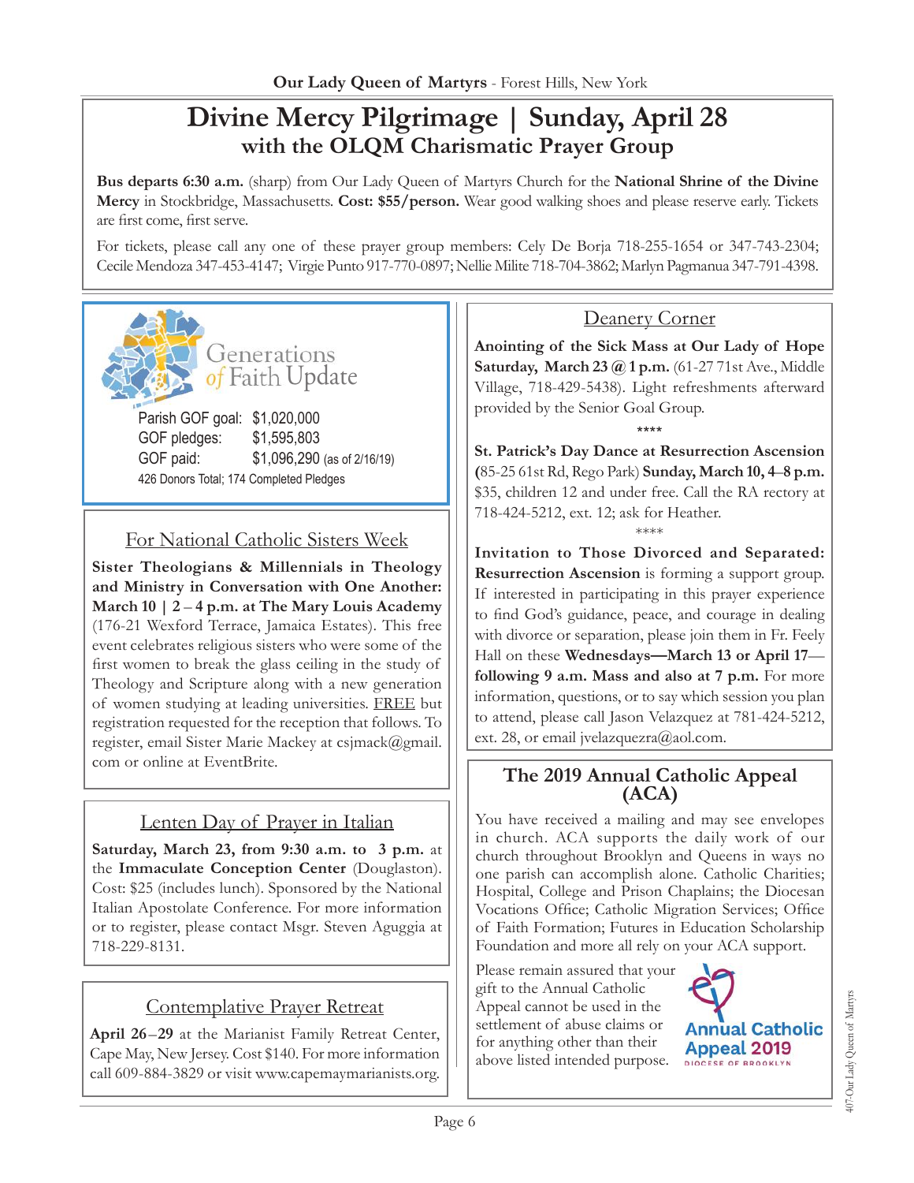# Divine Mercy Pilgrimage | Sunday, April 28
## with the OLQM Charismatic Prayer Group

**Bus departs 6:30 a.m.** (sharp) from Our Lady Queen of Martyrs Church for the **National Shrine of the Divine Mercy** in Stockbridge, Massachusetts. **Cost: $55/person.** Wear good walking shoes and please reserve early. Tickets are first come, first serve.

For tickets, please call any one of these prayer group members: Cely De Borja 718-255-1654 or 347-743-2304; Cecile Mendoza 347-453-4147; Virgie Punto 917-770-0897; Nellie Milite 718-704-3862; Marlyn Pagmanua 347-791-4398.

## Generations of Faith Update

| | |
|---|---|
| Parish GOF goal: | $1,020,000 |
| GOF pledges: | $1,595,803 |
| GOF paid: | $1,096,290 (as of 2/16/19) |

426 Donors Total; 174 Completed Pledges

## For National Catholic Sisters Week

**Sister Theologians & Millennials in Theology and Ministry in Conversation with One Another: March 10 | 2 – 4 p.m. at The Mary Louis Academy** (176-21 Wexford Terrace, Jamaica Estates). This free event celebrates religious sisters who were some of the first women to break the glass ceiling in the study of Theology and Scripture along with a new generation of women studying at leading universities. FREE but registration requested for the reception that follows. To register, email Sister Marie Mackey at csjmack@gmail.com or online at EventBrite.

## Lenten Day of Prayer in Italian

**Saturday, March 23, from 9:30 a.m. to 3 p.m.** at the **Immaculate Conception Center** (Douglaston). Cost: $25 (includes lunch). Sponsored by the National Italian Apostolate Conference. For more information or to register, please contact Msgr. Steven Aguggia at 718-229-8131.

## Contemplative Prayer Retreat

**April 26–29** at the Marianist Family Retreat Center, Cape May, New Jersey. Cost $140. For more information call 609-884-3829 or visit www.capemaymarianists.org.

## Deanery Corner

**Anointing of the Sick Mass at Our Lady of Hope Saturday, March 23 @ 1 p.m.** (61-27 71st Ave., Middle Village, 718-429-5438). Light refreshments afterward provided by the Senior Goal Group.

****

**St. Patrick's Day Dance at Resurrection Ascension (**85-25 61st Rd, Rego Park) **Sunday, March 10, 4–8 p.m.** $35, children 12 and under free. Call the RA rectory at 718-424-5212, ext. 12; ask for Heather.

****

**Invitation to Those Divorced and Separated: Resurrection Ascension** is forming a support group. If interested in participating in this prayer experience to find God's guidance, peace, and courage in dealing with divorce or separation, please join them in Fr. Feely Hall on these **Wednesdays—March 13 or April 17—following 9 a.m. Mass and also at 7 p.m.** For more information, questions, or to say which session you plan to attend, please call Jason Velazquez at 781-424-5212, ext. 28, or email jvelazquezra@aol.com.

## The 2019 Annual Catholic Appeal (ACA)

You have received a mailing and may see envelopes in church. ACA supports the daily work of our church throughout Brooklyn and Queens in ways no one parish can accomplish alone. Catholic Charities; Hospital, College and Prison Chaplains; the Diocesan Vocations Office; Catholic Migration Services; Office of Faith Formation; Futures in Education Scholarship Foundation and more all rely on your ACA support.

Please remain assured that your gift to the Annual Catholic Appeal cannot be used in the settlement of abuse claims or for anything other than their above listed intended purpose.

Annual Catholic Appeal 2019
DIOCESE OF BROOKLYN